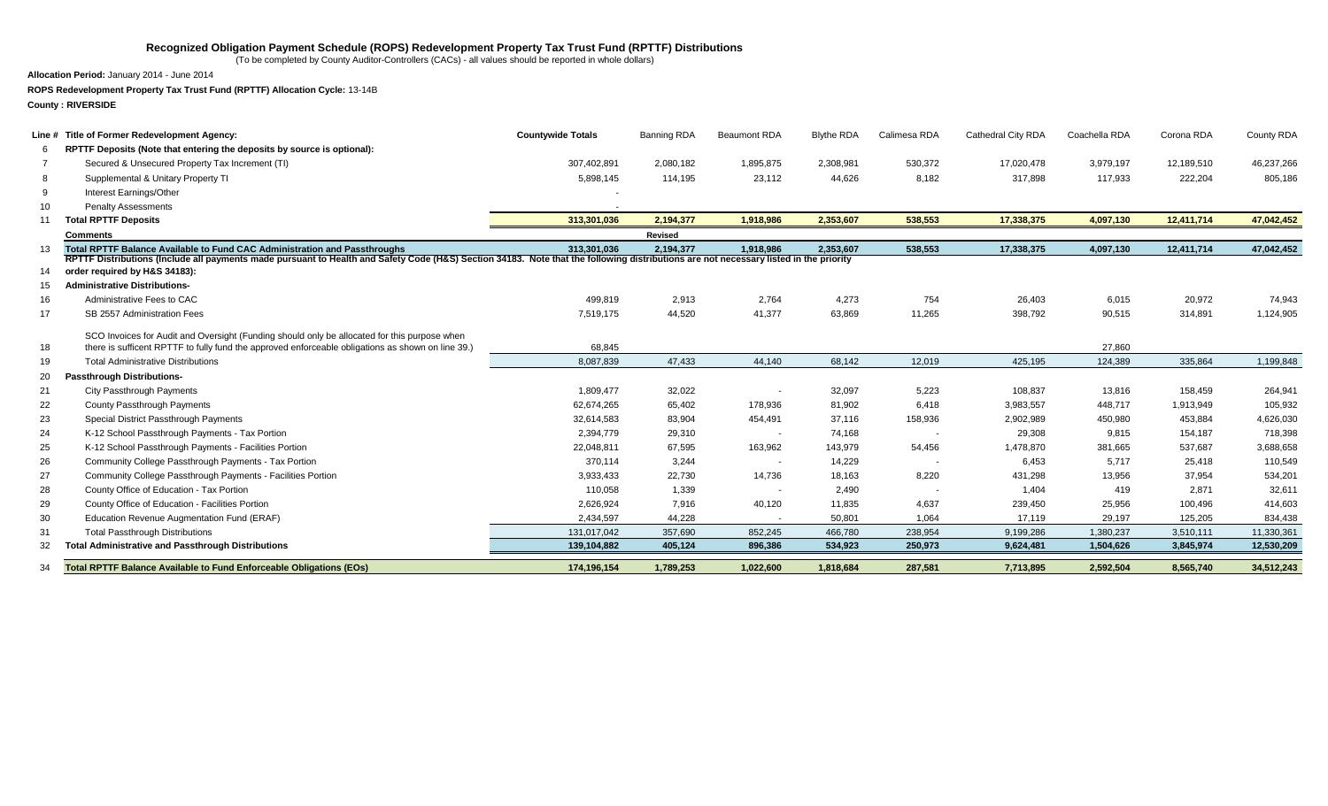# Recognized Obligation Payment Schedule (ROPS) Redevelopment Property Tax Trust Fund (RPTTF) Distributions

(To be completed by County Auditor-Controllers (CACs) - all values should be reported in whole dollars)

**Allocation Period:** January 2014 - June 2014

**ROPS Redevelopment Property Tax Trust Fund (RPTTF) Allocation Cycle:** 13-14B

**County : RIVERSIDE**

| Line # | Title of Former Redevelopment Agency: | Countywide Totals | Banning RDA | Beaumont RDA | Blythe RDA | Calimesa RDA | Cathedral City RDA | Coachella RDA | Corona RDA | County RDA |
|---|---|---|---|---|---|---|---|---|---|---|
| 6 | **RPTTF Deposits (Note that entering the deposits by source is optional):** | | | | | | | | | |
| 7 | Secured & Unsecured Property Tax Increment (TI) | 307,402,891 | 2,080,182 | 1,895,875 | 2,308,981 | 530,372 | 17,020,478 | 3,979,197 | 12,189,510 | 46,237,266 |
| 8 | Supplemental & Unitary Property TI | 5,898,145 | 114,195 | 23,112 | 44,626 | 8,182 | 317,898 | 117,933 | 222,204 | 805,186 |
| 9 | Interest Earnings/Other | - | | | | | | | | |
| 10 | Penalty Assessments | - | | | | | | | | |
| 11 | **Total RPTTF Deposits** | **313,301,036** | **2,194,377** | **1,918,986** | **2,353,607** | **538,553** | **17,338,375** | **4,097,130** | **12,411,714** | **47,042,452** |
| | **Comments** | | **Revised** | | | | | | | |
| 13 | **Total RPTTF Balance Available to Fund CAC Administration and Passthroughs** | **313,301,036** | **2,194,377** | **1,918,986** | **2,353,607** | **538,553** | **17,338,375** | **4,097,130** | **12,411,714** | **47,042,452** |
| 14 | **RPTTF Distributions (Include all payments made pursuant to Health and Safety Code (H&S) Section 34183. Note that the following distributions are not necessarily listed in the priority order required by H&S 34183):** | | | | | | | | | |
| 15 | **Administrative Distributions-** | | | | | | | | | |
| 16 | Administrative Fees to CAC | 499,819 | 2,913 | 2,764 | 4,273 | 754 | 26,403 | 6,015 | 20,972 | 74,943 |
| 17 | SB 2557 Administration Fees | 7,519,175 | 44,520 | 41,377 | 63,869 | 11,265 | 398,792 | 90,515 | 314,891 | 1,124,905 |
| 18 | SCO Invoices for Audit and Oversight (Funding should only be allocated for this purpose when there is sufficent RPTTF to fully fund the approved enforceable obligations as shown on line 39.) | 68,845 | | | | | | 27,860 | | |
| 19 | Total Administrative Distributions | 8,087,839 | 47,433 | 44,140 | 68,142 | 12,019 | 425,195 | 124,389 | 335,864 | 1,199,848 |
| 20 | **Passthrough Distributions-** | | | | | | | | | |
| 21 | City Passthrough Payments | 1,809,477 | 32,022 | - | 32,097 | 5,223 | 108,837 | 13,816 | 158,459 | 264,941 |
| 22 | County Passthrough Payments | 62,674,265 | 65,402 | 178,936 | 81,902 | 6,418 | 3,983,557 | 448,717 | 1,913,949 | 105,932 |
| 23 | Special District Passthrough Payments | 32,614,583 | 83,904 | 454,491 | 37,116 | 158,936 | 2,902,989 | 450,980 | 453,884 | 4,626,030 |
| 24 | K-12 School Passthrough Payments - Tax Portion | 2,394,779 | 29,310 | - | 74,168 | - | 29,308 | 9,815 | 154,187 | 718,398 |
| 25 | K-12 School Passthrough Payments - Facilities Portion | 22,048,811 | 67,595 | 163,962 | 143,979 | 54,456 | 1,478,870 | 381,665 | 537,687 | 3,688,658 |
| 26 | Community College Passthrough Payments - Tax Portion | 370,114 | 3,244 | - | 14,229 | - | 6,453 | 5,717 | 25,418 | 110,549 |
| 27 | Community College Passthrough Payments - Facilities Portion | 3,933,433 | 22,730 | 14,736 | 18,163 | 8,220 | 431,298 | 13,956 | 37,954 | 534,201 |
| 28 | County Office of Education - Tax Portion | 110,058 | 1,339 | - | 2,490 | - | 1,404 | 419 | 2,871 | 32,611 |
| 29 | County Office of Education - Facilities Portion | 2,626,924 | 7,916 | 40,120 | 11,835 | 4,637 | 239,450 | 25,956 | 100,496 | 414,603 |
| 30 | Education Revenue Augmentation Fund (ERAF) | 2,434,597 | 44,228 | - | 50,801 | 1,064 | 17,119 | 29,197 | 125,205 | 834,438 |
| 31 | Total Passthrough Distributions | 131,017,042 | 357,690 | 852,245 | 466,780 | 238,954 | 9,199,286 | 1,380,237 | 3,510,111 | 11,330,361 |
| 32 | **Total Administrative and Passthrough Distributions** | **139,104,882** | **405,124** | **896,386** | **534,923** | **250,973** | **9,624,481** | **1,504,626** | **3,845,974** | **12,530,209** |
| 34 | **Total RPTTF Balance Available to Fund Enforceable Obligations (EOs)** | **174,196,154** | **1,789,253** | **1,022,600** | **1,818,684** | **287,581** | **7,713,895** | **2,592,504** | **8,565,740** | **34,512,243** |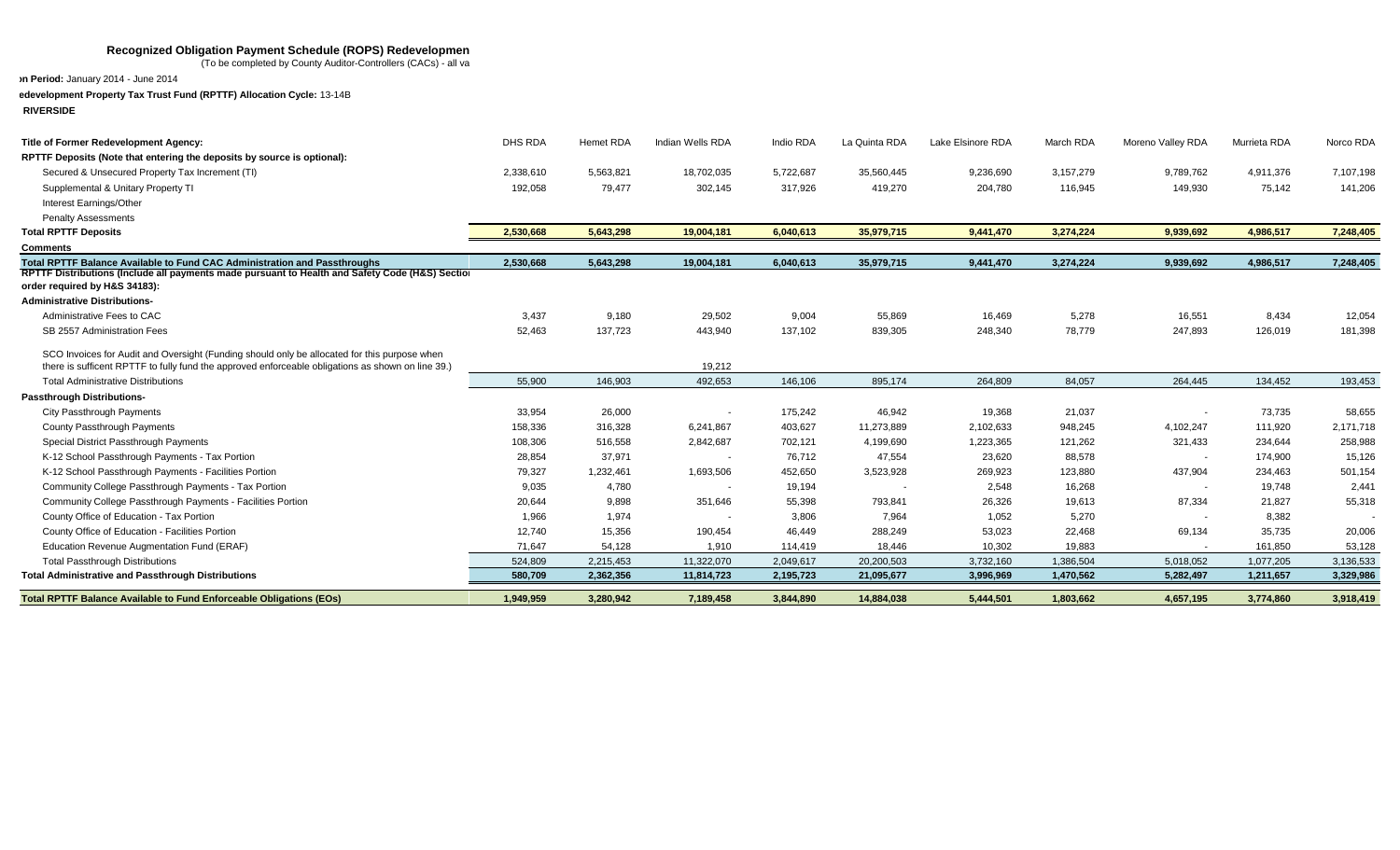# Recognized Obligation Payment Schedule (ROPS) Redevelopmen

(To be completed by County Auditor-Controllers (CACs) - all va

**on Period:** January 2014 - June 2014

**edevelopment Property Tax Trust Fund (RPTTF) Allocation Cycle:** 13-14B

**RIVERSIDE**

| Title of Former Redevelopment Agency: | DHS RDA | Hemet RDA | Indian Wells RDA | Indio RDA | La Quinta RDA | Lake Elsinore RDA | March RDA | Moreno Valley RDA | Murrieta RDA | Norco RDA |
|---|---|---|---|---|---|---|---|---|---|---|
| **RPTTF Deposits (Note that entering the deposits by source is optional):** | | | | | | | | | | |
| Secured & Unsecured Property Tax Increment (TI) | 2,338,610 | 5,563,821 | 18,702,035 | 5,722,687 | 35,560,445 | 9,236,690 | 3,157,279 | 9,789,762 | 4,911,376 | 7,107,198 |
| Supplemental & Unitary Property TI | 192,058 | 79,477 | 302,145 | 317,926 | 419,270 | 204,780 | 116,945 | 149,930 | 75,142 | 141,206 |
| Interest Earnings/Other | | | | | | | | | | |
| Penalty Assessments | | | | | | | | | | |
| **Total RPTTF Deposits** | **2,530,668** | **5,643,298** | **19,004,181** | **6,040,613** | **35,979,715** | **9,441,470** | **3,274,224** | **9,939,692** | **4,986,517** | **7,248,405** |
| **Comments** | | | | | | | | | | |
| **Total RPTTF Balance Available to Fund CAC Administration and Passthroughs** | **2,530,668** | **5,643,298** | **19,004,181** | **6,040,613** | **35,979,715** | **9,441,470** | **3,274,224** | **9,939,692** | **4,986,517** | **7,248,405** |
| **RPTTF Distributions (Include all payments made pursuant to Health and Safety Code (H&S) Sectio order required by H&S 34183):** | | | | | | | | | | |
| **Administrative Distributions-** | | | | | | | | | | |
| Administrative Fees to CAC | 3,437 | 9,180 | 29,502 | 9,004 | 55,869 | 16,469 | 5,278 | 16,551 | 8,434 | 12,054 |
| SB 2557 Administration Fees | 52,463 | 137,723 | 443,940 | 137,102 | 839,305 | 248,340 | 78,779 | 247,893 | 126,019 | 181,398 |
| SCO Invoices for Audit and Oversight (Funding should only be allocated for this purpose when there is sufficent RPTTF to fully fund the approved enforceable obligations as shown on line 39.) | | | 19,212 | | | | | | | |
| Total Administrative Distributions | 55,900 | 146,903 | 492,653 | 146,106 | 895,174 | 264,809 | 84,057 | 264,445 | 134,452 | 193,453 |
| **Passthrough Distributions-** | | | | | | | | | | |
| City Passthrough Payments | 33,954 | 26,000 | - | 175,242 | 46,942 | 19,368 | 21,037 | - | 73,735 | 58,655 |
| County Passthrough Payments | 158,336 | 316,328 | 6,241,867 | 403,627 | 11,273,889 | 2,102,633 | 948,245 | 4,102,247 | 111,920 | 2,171,718 |
| Special District Passthrough Payments | 108,306 | 516,558 | 2,842,687 | 702,121 | 4,199,690 | 1,223,365 | 121,262 | 321,433 | 234,644 | 258,988 |
| K-12 School Passthrough Payments - Tax Portion | 28,854 | 37,971 | - | 76,712 | 47,554 | 23,620 | 88,578 | - | 174,900 | 15,126 |
| K-12 School Passthrough Payments - Facilities Portion | 79,327 | 1,232,461 | 1,693,506 | 452,650 | 3,523,928 | 269,923 | 123,880 | 437,904 | 234,463 | 501,154 |
| Community College Passthrough Payments - Tax Portion | 9,035 | 4,780 | - | 19,194 | - | 2,548 | 16,268 | - | 19,748 | 2,441 |
| Community College Passthrough Payments - Facilities Portion | 20,644 | 9,898 | 351,646 | 55,398 | 793,841 | 26,326 | 19,613 | 87,334 | 21,827 | 55,318 |
| County Office of Education - Tax Portion | 1,966 | 1,974 | - | 3,806 | 7,964 | 1,052 | 5,270 | - | 8,382 | - |
| County Office of Education - Facilities Portion | 12,740 | 15,356 | 190,454 | 46,449 | 288,249 | 53,023 | 22,468 | 69,134 | 35,735 | 20,006 |
| Education Revenue Augmentation Fund (ERAF) | 71,647 | 54,128 | 1,910 | 114,419 | 18,446 | 10,302 | 19,883 | - | 161,850 | 53,128 |
| Total Passthrough Distributions | 524,809 | 2,215,453 | 11,322,070 | 2,049,617 | 20,200,503 | 3,732,160 | 1,386,504 | 5,018,052 | 1,077,205 | 3,136,533 |
| **Total Administrative and Passthrough Distributions** | **580,709** | **2,362,356** | **11,814,723** | **2,195,723** | **21,095,677** | **3,996,969** | **1,470,562** | **5,282,497** | **1,211,657** | **3,329,986** |
| **Total RPTTF Balance Available to Fund Enforceable Obligations (EOs)** | **1,949,959** | **3,280,942** | **7,189,458** | **3,844,890** | **14,884,038** | **5,444,501** | **1,803,662** | **4,657,195** | **3,774,860** | **3,918,419** |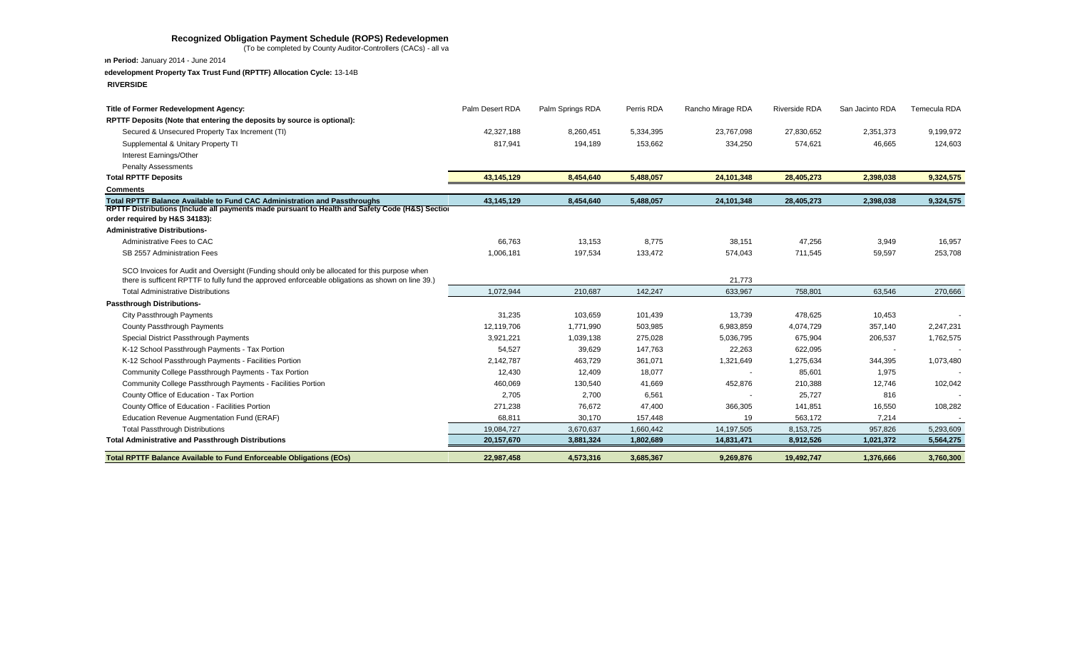**Recognized Obligation Payment Schedule (ROPS) Redevelopmen**

(To be completed by County Auditor-Controllers (CACs) - all va

**on Period:** January 2014 - June 2014

**edevelopment Property Tax Trust Fund (RPTTF) Allocation Cycle:** 13-14B

**RIVERSIDE**

| Title of Former Redevelopment Agency: | Palm Desert RDA | Palm Springs RDA | Perris RDA | Rancho Mirage RDA | Riverside RDA | San Jacinto RDA | Temecula RDA |
|---|---|---|---|---|---|---|---|
| **RPTTF Deposits (Note that entering the deposits by source is optional):** | | | | | | | |
| Secured & Unsecured Property Tax Increment (TI) | 42,327,188 | 8,260,451 | 5,334,395 | 23,767,098 | 27,830,652 | 2,351,373 | 9,199,972 |
| Supplemental & Unitary Property TI | 817,941 | 194,189 | 153,662 | 334,250 | 574,621 | 46,665 | 124,603 |
| Interest Earnings/Other | | | | | | | |
| Penalty Assessments | | | | | | | |
| **Total RPTTF Deposits** | **43,145,129** | **8,454,640** | **5,488,057** | **24,101,348** | **28,405,273** | **2,398,038** | **9,324,575** |
| **Comments** | | | | | | | |
| **Total RPTTF Balance Available to Fund CAC Administration and Passthroughs** | **43,145,129** | **8,454,640** | **5,488,057** | **24,101,348** | **28,405,273** | **2,398,038** | **9,324,575** |
| **RPTTF Distributions (Include all payments made pursuant to Health and Safety Code (H&S) Sectioı order required by H&S 34183):** | | | | | | | |
| **Administrative Distributions-** | | | | | | | |
| Administrative Fees to CAC | 66,763 | 13,153 | 8,775 | 38,151 | 47,256 | 3,949 | 16,957 |
| SB 2557 Administration Fees | 1,006,181 | 197,534 | 133,472 | 574,043 | 711,545 | 59,597 | 253,708 |
| SCO Invoices for Audit and Oversight (Funding should only be allocated for this purpose when there is sufficent RPTTF to fully fund the approved enforceable obligations as shown on line 39.) | | | | 21,773 | | | |
| Total Administrative Distributions | 1,072,944 | 210,687 | 142,247 | 633,967 | 758,801 | 63,546 | 270,666 |
| **Passthrough Distributions-** | | | | | | | |
| City Passthrough Payments | 31,235 | 103,659 | 101,439 | 13,739 | 478,625 | 10,453 | - |
| County Passthrough Payments | 12,119,706 | 1,771,990 | 503,985 | 6,983,859 | 4,074,729 | 357,140 | 2,247,231 |
| Special District Passthrough Payments | 3,921,221 | 1,039,138 | 275,028 | 5,036,795 | 675,904 | 206,537 | 1,762,575 |
| K-12 School Passthrough Payments - Tax Portion | 54,527 | 39,629 | 147,763 | 22,263 | 622,095 | - | - |
| K-12 School Passthrough Payments - Facilities Portion | 2,142,787 | 463,729 | 361,071 | 1,321,649 | 1,275,634 | 344,395 | 1,073,480 |
| Community College Passthrough Payments - Tax Portion | 12,430 | 12,409 | 18,077 | - | 85,601 | 1,975 | - |
| Community College Passthrough Payments - Facilities Portion | 460,069 | 130,540 | 41,669 | 452,876 | 210,388 | 12,746 | 102,042 |
| County Office of Education - Tax Portion | 2,705 | 2,700 | 6,561 | - | 25,727 | 816 | - |
| County Office of Education - Facilities Portion | 271,238 | 76,672 | 47,400 | 366,305 | 141,851 | 16,550 | 108,282 |
| Education Revenue Augmentation Fund (ERAF) | 68,811 | 30,170 | 157,448 | 19 | 563,172 | 7,214 | - |
| Total Passthrough Distributions | 19,084,727 | 3,670,637 | 1,660,442 | 14,197,505 | 8,153,725 | 957,826 | 5,293,609 |
| **Total Administrative and Passthrough Distributions** | **20,157,670** | **3,881,324** | **1,802,689** | **14,831,471** | **8,912,526** | **1,021,372** | **5,564,275** |
| **Total RPTTF Balance Available to Fund Enforceable Obligations (EOs)** | **22,987,458** | **4,573,316** | **3,685,367** | **9,269,876** | **19,492,747** | **1,376,666** | **3,760,300** |